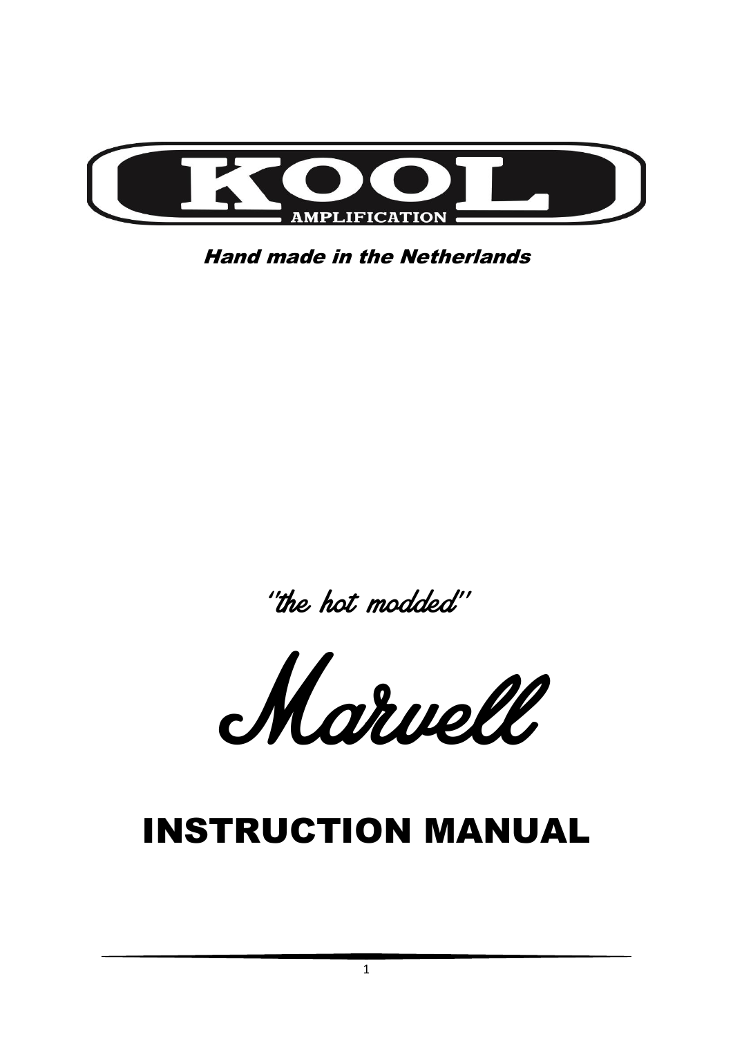KOOL

AMPLIFICATION

*Hand made in the Netherlands*

*''the hot modded''*

*Marvell*

# INSTRUCTION MANUAL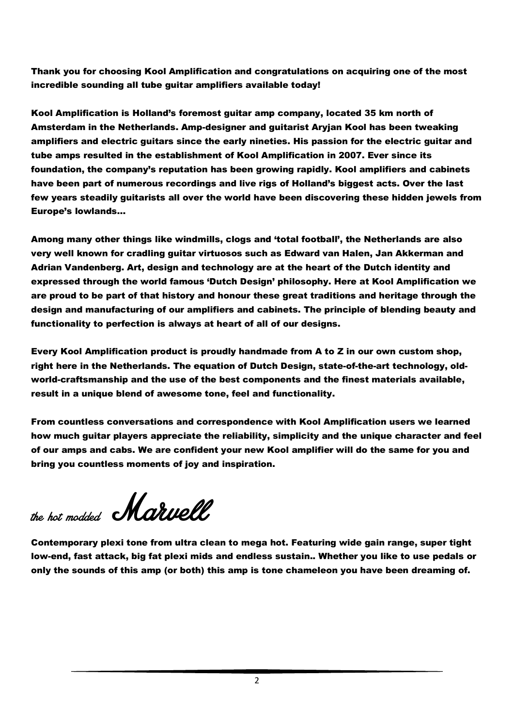**Thank you for choosing Kool Amplification and congratulations on acquiring one of the most incredible sounding all tube guitar amplifiers available today!**

**Kool Amplification is Holland's foremost guitar amp company, located 35 km north of Amsterdam in the Netherlands. Amp-designer and guitarist Aryjan Kool has been tweaking amplifiers and electric guitars since the early nineties. His passion for the electric guitar and tube amps resulted in the establishment of Kool Amplification in 2007. Ever since its foundation, the company's reputation has been growing rapidly. Kool amplifiers and cabinets have been part of numerous recordings and live rigs of Holland's biggest acts. Over the last few years steadily guitarists all over the world have been discovering these hidden jewels from Europe's lowlands…**

**Among many other things like windmills, clogs and 'total football', the Netherlands are also very well known for cradling guitar virtuosos such as Edward van Halen, Jan Akkerman and Adrian Vandenberg. Art, design and technology are at the heart of the Dutch identity and expressed through the world famous 'Dutch Design' philosophy. Here at Kool Amplification we are proud to be part of that history and honour these great traditions and heritage through the design and manufacturing of our amplifiers and cabinets. The principle of blending beauty and functionality to perfection is always at heart of all of our designs.**

**Every Kool Amplification product is proudly handmade from A to Z in our own custom shop, right here in the Netherlands. The equation of Dutch Design, state-of-the-art technology, old-world-craftsmanship and the use of the best components and the finest materials available, result in a unique blend of awesome tone, feel and functionality.**

**From countless conversations and correspondence with Kool Amplification users we learned how much guitar players appreciate the reliability, simplicity and the unique character and feel of our amps and cabs. We are confident your new Kool amplifier will do the same for you and bring you countless moments of joy and inspiration.**

## *the hot modded* Marvell

**Contemporary plexi tone from ultra clean to mega hot. Featuring wide gain range, super tight low-end, fast attack, big fat plexi mids and endless sustain.. Whether you like to use pedals or only the sounds of this amp (or both) this amp is tone chameleon you have been dreaming of.**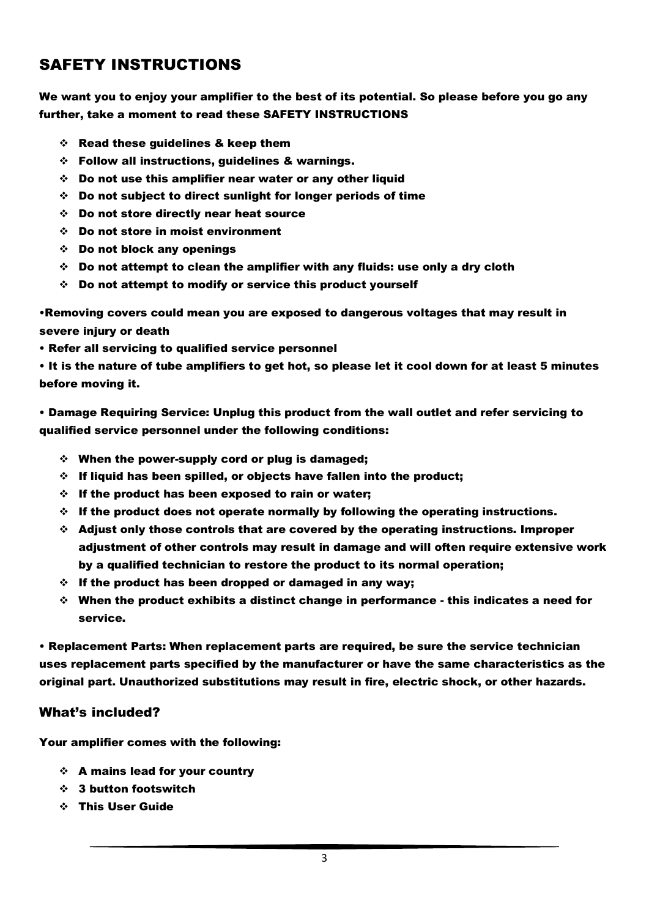# SAFETY INSTRUCTIONS

**We want you to enjoy your amplifier to the best of its potential. So please before you go any further, take a moment to read these SAFETY INSTRUCTIONS**

- **Read these guidelines & keep them**
- **Follow all instructions, guidelines & warnings.**
- **Do not use this amplifier near water or any other liquid**
- **Do not subject to direct sunlight for longer periods of time**
- **Do not store directly near heat source**
- **Do not store in moist environment**
- **Do not block any openings**
- **Do not attempt to clean the amplifier with any fluids: use only a dry cloth**
- **Do not attempt to modify or service this product yourself**

**•Removing covers could mean you are exposed to dangerous voltages that may result in severe injury or death**

**• Refer all servicing to qualified service personnel**

**• It is the nature of tube amplifiers to get hot, so please let it cool down for at least 5 minutes before moving it.**

**• Damage Requiring Service: Unplug this product from the wall outlet and refer servicing to qualified service personnel under the following conditions:**

- **When the power-supply cord or plug is damaged;**
- **If liquid has been spilled, or objects have fallen into the product;**
- **If the product has been exposed to rain or water;**
- **If the product does not operate normally by following the operating instructions.**
- **Adjust only those controls that are covered by the operating instructions. Improper adjustment of other controls may result in damage and will often require extensive work by a qualified technician to restore the product to its normal operation;**
- **If the product has been dropped or damaged in any way;**
- **When the product exhibits a distinct change in performance - this indicates a need for service.**

**• Replacement Parts: When replacement parts are required, be sure the service technician uses replacement parts specified by the manufacturer or have the same characteristics as the original part. Unauthorized substitutions may result in fire, electric shock, or other hazards.**

## What's included?

**Your amplifier comes with the following:**

- **A mains lead for your country**
- **3 button footswitch**
- **This User Guide**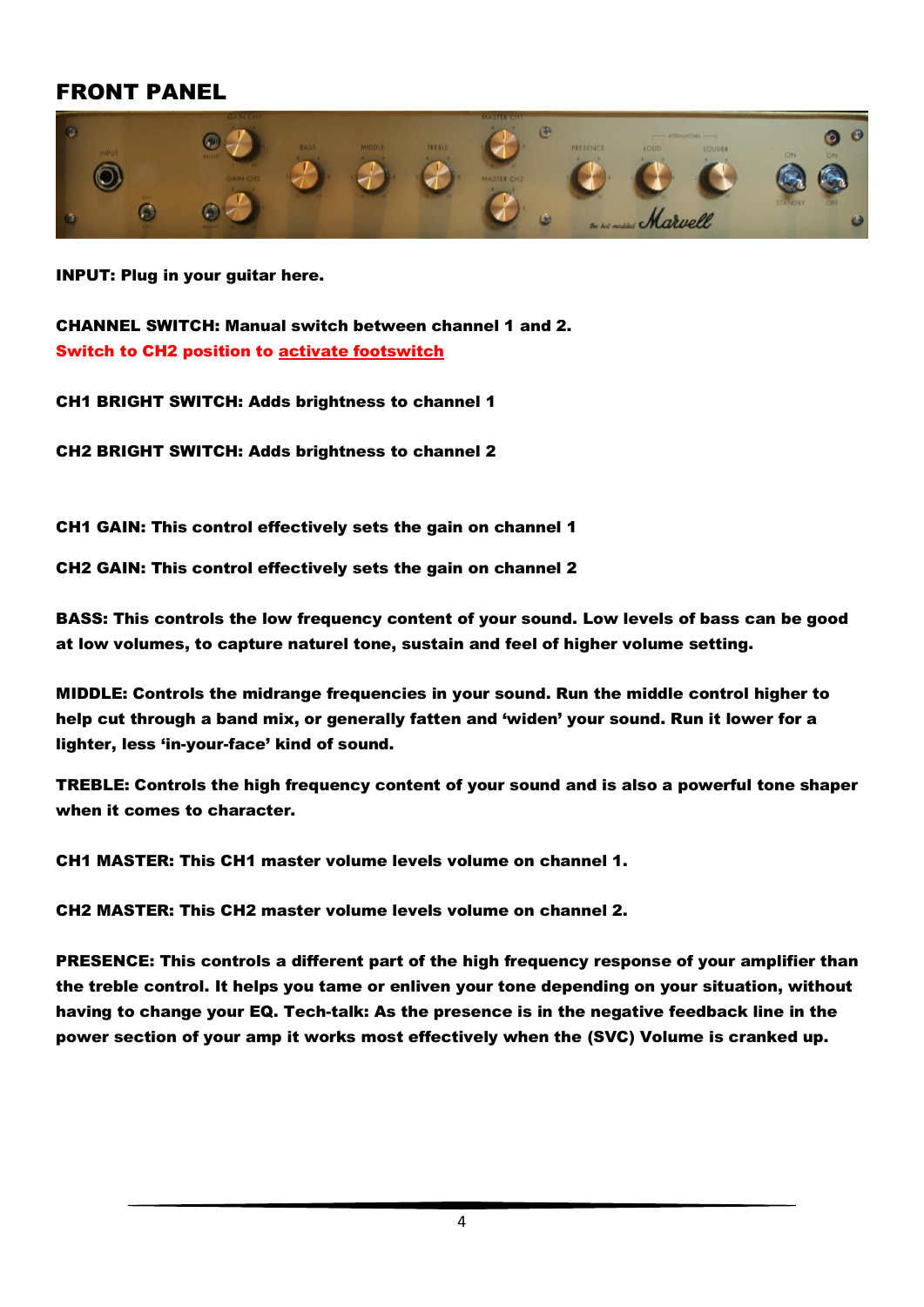# FRONT PANEL

**INPUT: Plug in your guitar here.**

**CHANNEL SWITCH: Manual switch between channel 1 and 2.**
**Switch to CH2 position to activate footswitch**

**CH1 BRIGHT SWITCH: Adds brightness to channel 1**

**CH2 BRIGHT SWITCH: Adds brightness to channel 2**

**CH1 GAIN: This control effectively sets the gain on channel 1**

**CH2 GAIN: This control effectively sets the gain on channel 2**

**BASS: This controls the low frequency content of your sound. Low levels of bass can be good at low volumes, to capture naturel tone, sustain and feel of higher volume setting.**

**MIDDLE: Controls the midrange frequencies in your sound. Run the middle control higher to help cut through a band mix, or generally fatten and 'widen' your sound. Run it lower for a lighter, less 'in-your-face' kind of sound.**

**TREBLE: Controls the high frequency content of your sound and is also a powerful tone shaper when it comes to character.**

**CH1 MASTER: This CH1 master volume levels volume on channel 1.**

**CH2 MASTER: This CH2 master volume levels volume on channel 2.**

**PRESENCE: This controls a different part of the high frequency response of your amplifier than the treble control. It helps you tame or enliven your tone depending on your situation, without having to change your EQ. Tech-talk: As the presence is in the negative feedback line in the power section of your amp it works most effectively when the (SVC) Volume is cranked up.**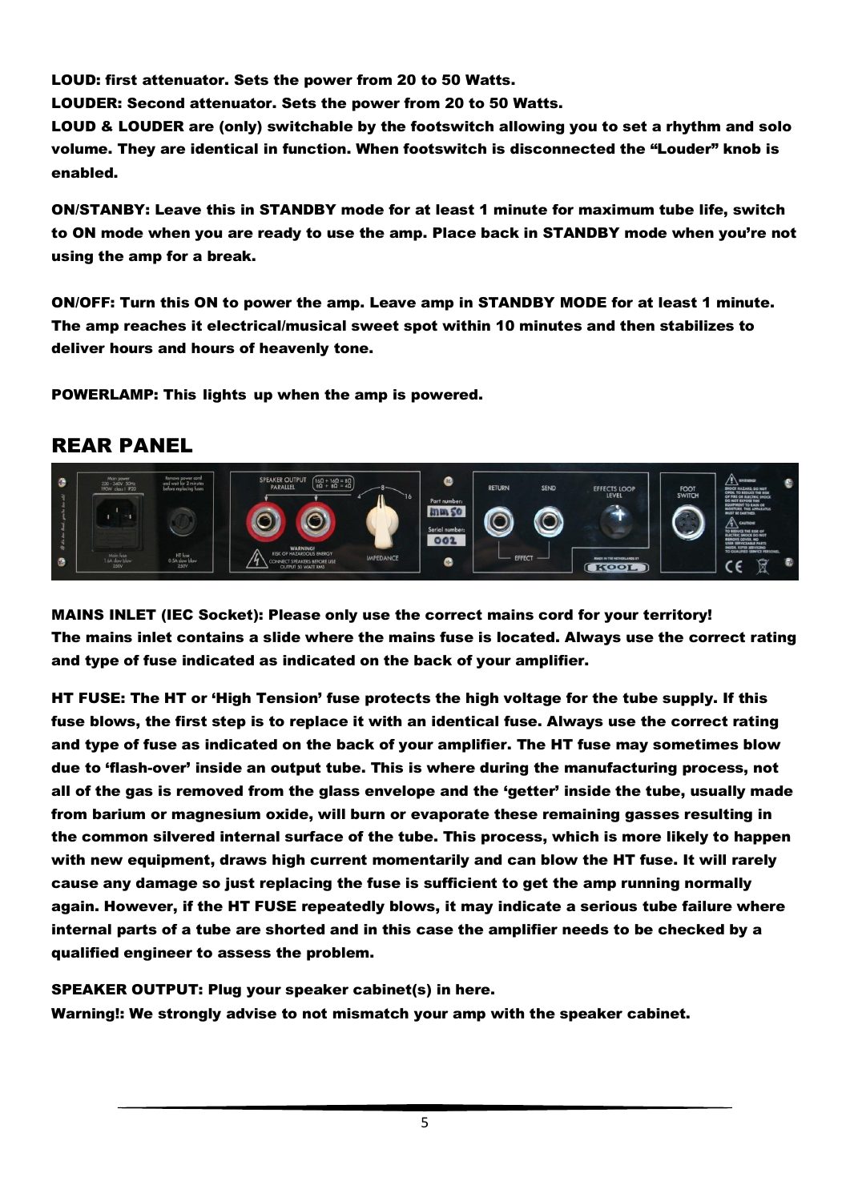**LOUD: first attenuator. Sets the power from 20 to 50 Watts.**
**LOUDER: Second attenuator. Sets the power from 20 to 50 Watts.**
**LOUD & LOUDER are (only) switchable by the footswitch allowing you to set a rhythm and solo volume. They are identical in function. When footswitch is disconnected the "Louder" knob is enabled.**

**ON/STANBY: Leave this in STANDBY mode for at least 1 minute for maximum tube life, switch to ON mode when you are ready to use the amp. Place back in STANDBY mode when you're not using the amp for a break.**

**ON/OFF: Turn this ON to power the amp. Leave amp in STANDBY MODE for at least 1 minute. The amp reaches it electrical/musical sweet spot within 10 minutes and then stabilizes to deliver hours and hours of heavenly tone.**

**POWERLAMP: This lights up when the amp is powered.**

## REAR PANEL

**MAINS INLET (IEC Socket): Please only use the correct mains cord for your territory! The mains inlet contains a slide where the mains fuse is located. Always use the correct rating and type of fuse indicated as indicated on the back of your amplifier.**

**HT FUSE: The HT or 'High Tension' fuse protects the high voltage for the tube supply. If this fuse blows, the first step is to replace it with an identical fuse. Always use the correct rating and type of fuse as indicated on the back of your amplifier. The HT fuse may sometimes blow due to 'flash-over' inside an output tube. This is where during the manufacturing process, not all of the gas is removed from the glass envelope and the 'getter' inside the tube, usually made from barium or magnesium oxide, will burn or evaporate these remaining gasses resulting in the common silvered internal surface of the tube. This process, which is more likely to happen with new equipment, draws high current momentarily and can blow the HT fuse. It will rarely cause any damage so just replacing the fuse is sufficient to get the amp running normally again. However, if the HT FUSE repeatedly blows, it may indicate a serious tube failure where internal parts of a tube are shorted and in this case the amplifier needs to be checked by a qualified engineer to assess the problem.**

**SPEAKER OUTPUT: Plug your speaker cabinet(s) in here.**
**Warning!: We strongly advise to not mismatch your amp with the speaker cabinet.**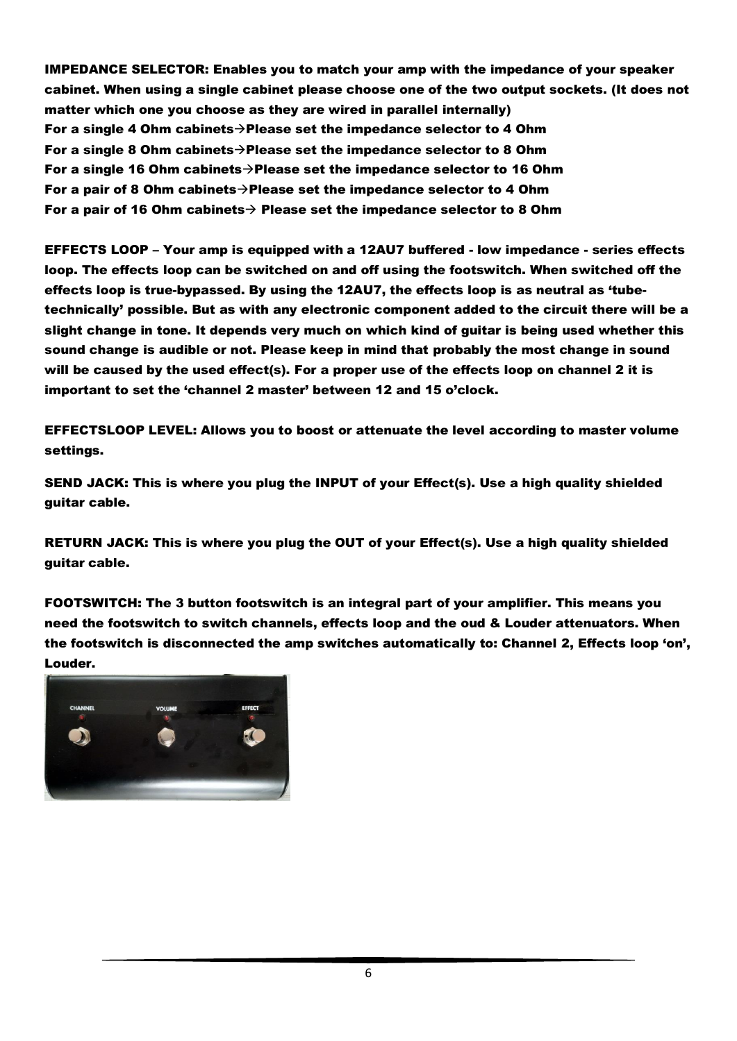**IMPEDANCE SELECTOR: Enables you to match your amp with the impedance of your speaker cabinet. When using a single cabinet please choose one of the two output sockets. (It does not matter which one you choose as they are wired in parallel internally)**
**For a single 4 Ohm cabinets→Please set the impedance selector to 4 Ohm**
**For a single 8 Ohm cabinets→Please set the impedance selector to 8 Ohm**
**For a single 16 Ohm cabinets→Please set the impedance selector to 16 Ohm**
**For a pair of 8 Ohm cabinets→Please set the impedance selector to 4 Ohm**
**For a pair of 16 Ohm cabinets→ Please set the impedance selector to 8 Ohm**

**EFFECTS LOOP – Your amp is equipped with a 12AU7 buffered - low impedance - series effects loop. The effects loop can be switched on and off using the footswitch. When switched off the effects loop is true-bypassed. By using the 12AU7, the effects loop is as neutral as 'tube-technically' possible. But as with any electronic component added to the circuit there will be a slight change in tone. It depends very much on which kind of guitar is being used whether this sound change is audible or not. Please keep in mind that probably the most change in sound will be caused by the used effect(s). For a proper use of the effects loop on channel 2 it is important to set the 'channel 2 master' between 12 and 15 o'clock.**

**EFFECTSLOOP LEVEL: Allows you to boost or attenuate the level according to master volume settings.**

**SEND JACK: This is where you plug the INPUT of your Effect(s). Use a high quality shielded guitar cable.**

**RETURN JACK: This is where you plug the OUT of your Effect(s). Use a high quality shielded guitar cable.**

**FOOTSWITCH: The 3 button footswitch is an integral part of your amplifier. This means you need the footswitch to switch channels, effects loop and the oud & Louder attenuators. When the footswitch is disconnected the amp switches automatically to: Channel 2, Effects loop 'on', Louder.**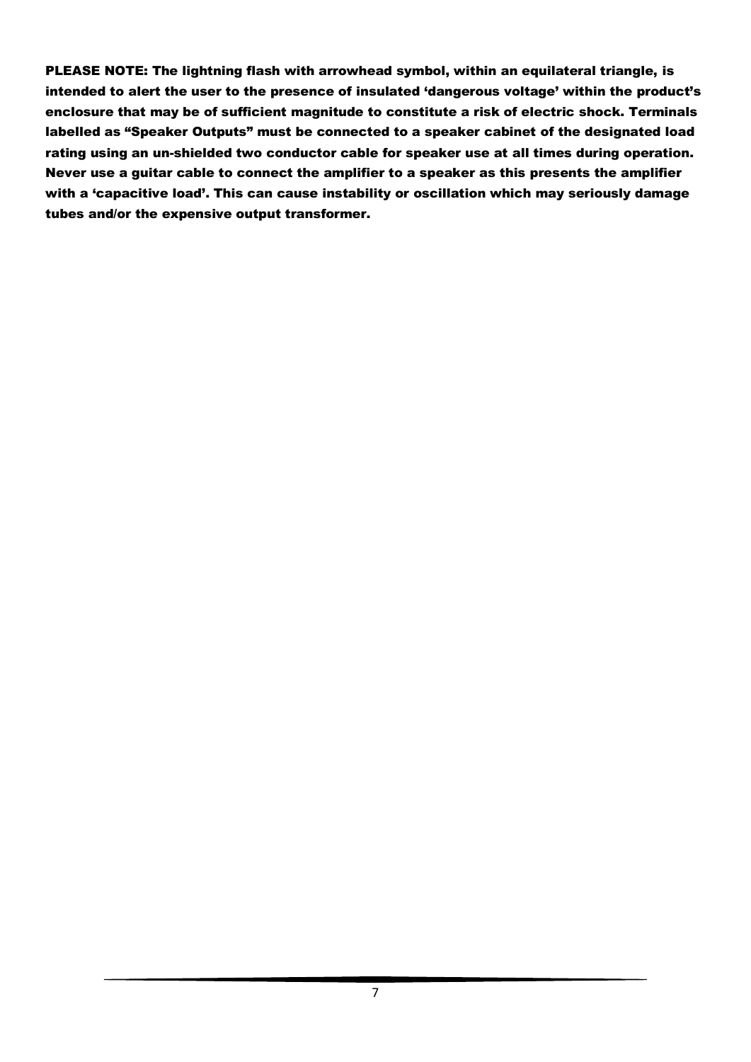**PLEASE NOTE: The lightning flash with arrowhead symbol, within an equilateral triangle, is intended to alert the user to the presence of insulated 'dangerous voltage' within the product's enclosure that may be of sufficient magnitude to constitute a risk of electric shock. Terminals labelled as "Speaker Outputs" must be connected to a speaker cabinet of the designated load rating using an un-shielded two conductor cable for speaker use at all times during operation. Never use a guitar cable to connect the amplifier to a speaker as this presents the amplifier with a 'capacitive load'. This can cause instability or oscillation which may seriously damage tubes and/or the expensive output transformer.**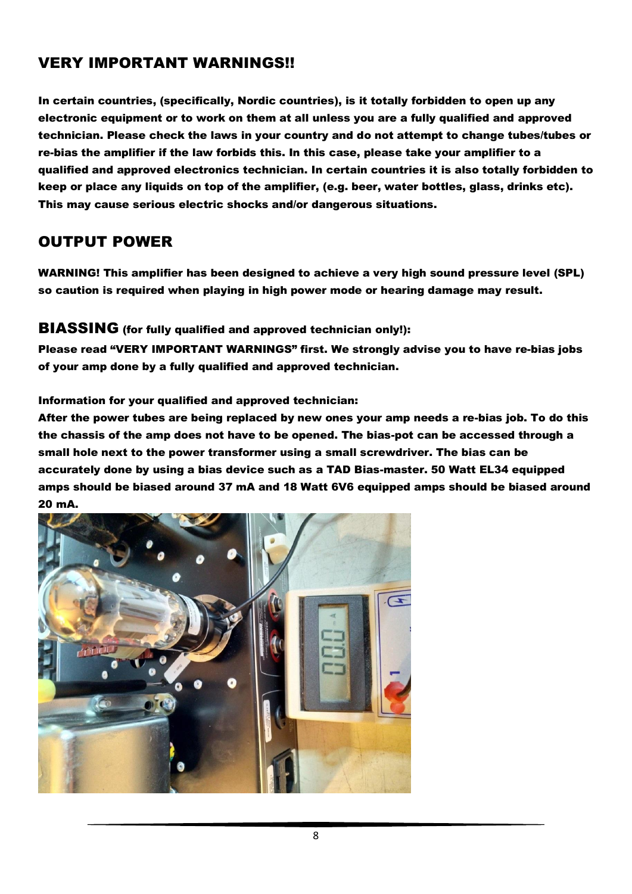## VERY IMPORTANT WARNINGS!!

**In certain countries, (specifically, Nordic countries), is it totally forbidden to open up any electronic equipment or to work on them at all unless you are a fully qualified and approved technician. Please check the laws in your country and do not attempt to change tubes/tubes or re-bias the amplifier if the law forbids this. In this case, please take your amplifier to a qualified and approved electronics technician. In certain countries it is also totally forbidden to keep or place any liquids on top of the amplifier, (e.g. beer, water bottles, glass, drinks etc). This may cause serious electric shocks and/or dangerous situations.**

## OUTPUT POWER

**WARNING! This amplifier has been designed to achieve a very high sound pressure level (SPL) so caution is required when playing in high power mode or hearing damage may result.**

## BIASSING (for fully qualified and approved technician only!):

**Please read "VERY IMPORTANT WARNINGS" first. We strongly advise you to have re-bias jobs of your amp done by a fully qualified and approved technician.**

**Information for your qualified and approved technician:**
**After the power tubes are being replaced by new ones your amp needs a re-bias job. To do this the chassis of the amp does not have to be opened. The bias-pot can be accessed through a small hole next to the power transformer using a small screwdriver. The bias can be accurately done by using a bias device such as a TAD Bias-master. 50 Watt EL34 equipped amps should be biased around 37 mA and 18 Watt 6V6 equipped amps should be biased around 20 mA.**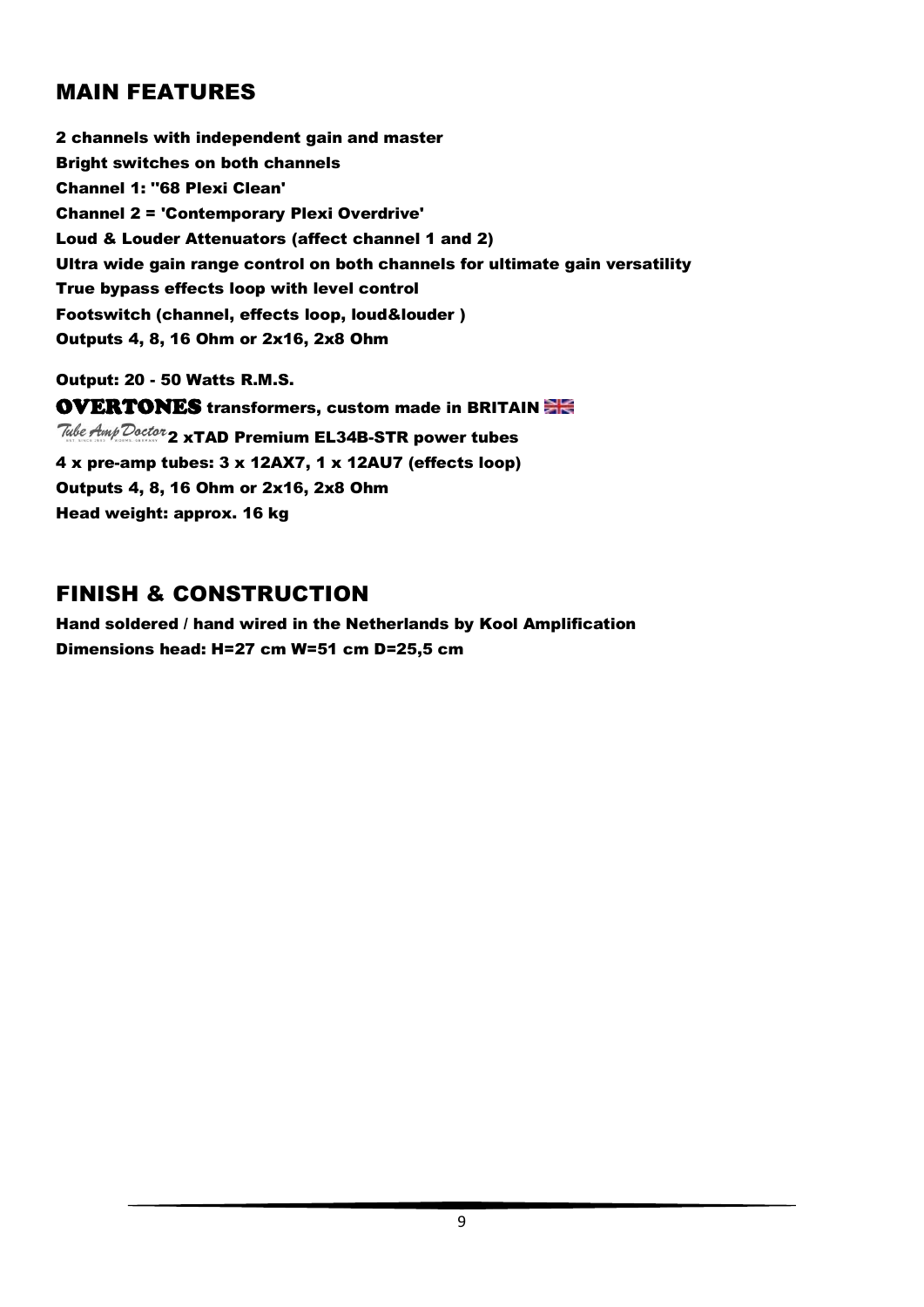## MAIN FEATURES

**2 channels with independent gain and master**
**Bright switches on both channels**
**Channel 1: ''68 Plexi Clean'**
**Channel 2 = 'Contemporary Plexi Overdrive'**
**Loud & Louder Attenuators (affect channel 1 and 2)**
**Ultra wide gain range control on both channels for ultimate gain versatility**
**True bypass effects loop with level control**
**Footswitch (channel, effects loop, loud&louder )**
**Outputs 4, 8, 16 Ohm or 2x16, 2x8 Ohm**

**Output: 20 - 50 Watts R.M.S.**
**OVERTONES transformers, custom made in BRITAIN**
**Tube Amp Doctor 2 xTAD Premium EL34B-STR power tubes**
**4 x pre-amp tubes: 3 x 12AX7, 1 x 12AU7 (effects loop)**
**Outputs 4, 8, 16 Ohm or 2x16, 2x8 Ohm**
**Head weight: approx. 16 kg**

## FINISH & CONSTRUCTION

**Hand soldered / hand wired in the Netherlands by Kool Amplification**
**Dimensions head: H=27 cm W=51 cm D=25,5 cm**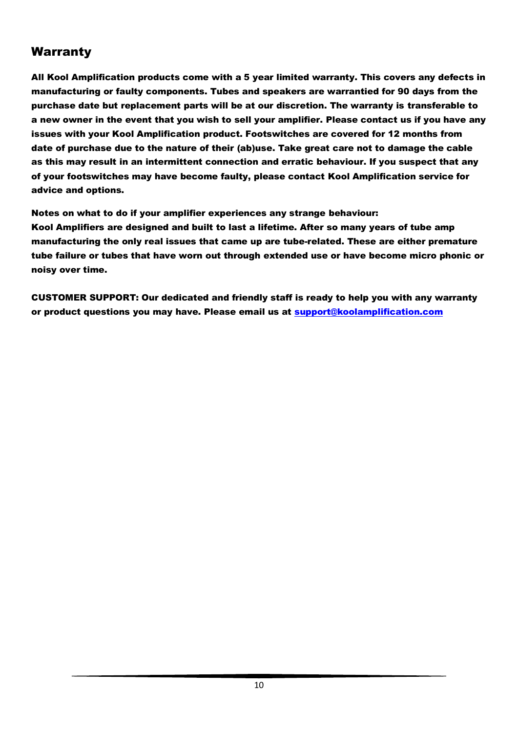## Warranty

**All Kool Amplification products come with a 5 year limited warranty. This covers any defects in manufacturing or faulty components. Tubes and speakers are warrantied for 90 days from the purchase date but replacement parts will be at our discretion. The warranty is transferable to a new owner in the event that you wish to sell your amplifier. Please contact us if you have any issues with your Kool Amplification product. Footswitches are covered for 12 months from date of purchase due to the nature of their (ab)use. Take great care not to damage the cable as this may result in an intermittent connection and erratic behaviour. If you suspect that any of your footswitches may have become faulty, please contact Kool Amplification service for advice and options.**

**Notes on what to do if your amplifier experiences any strange behaviour:**
**Kool Amplifiers are designed and built to last a lifetime. After so many years of tube amp manufacturing the only real issues that came up are tube-related. These are either premature tube failure or tubes that have worn out through extended use or have become micro phonic or noisy over time.**

**CUSTOMER SUPPORT: Our dedicated and friendly staff is ready to help you with any warranty or product questions you may have. Please email us at [support@koolamplification.com](mailto:support@koolamplification.com)**